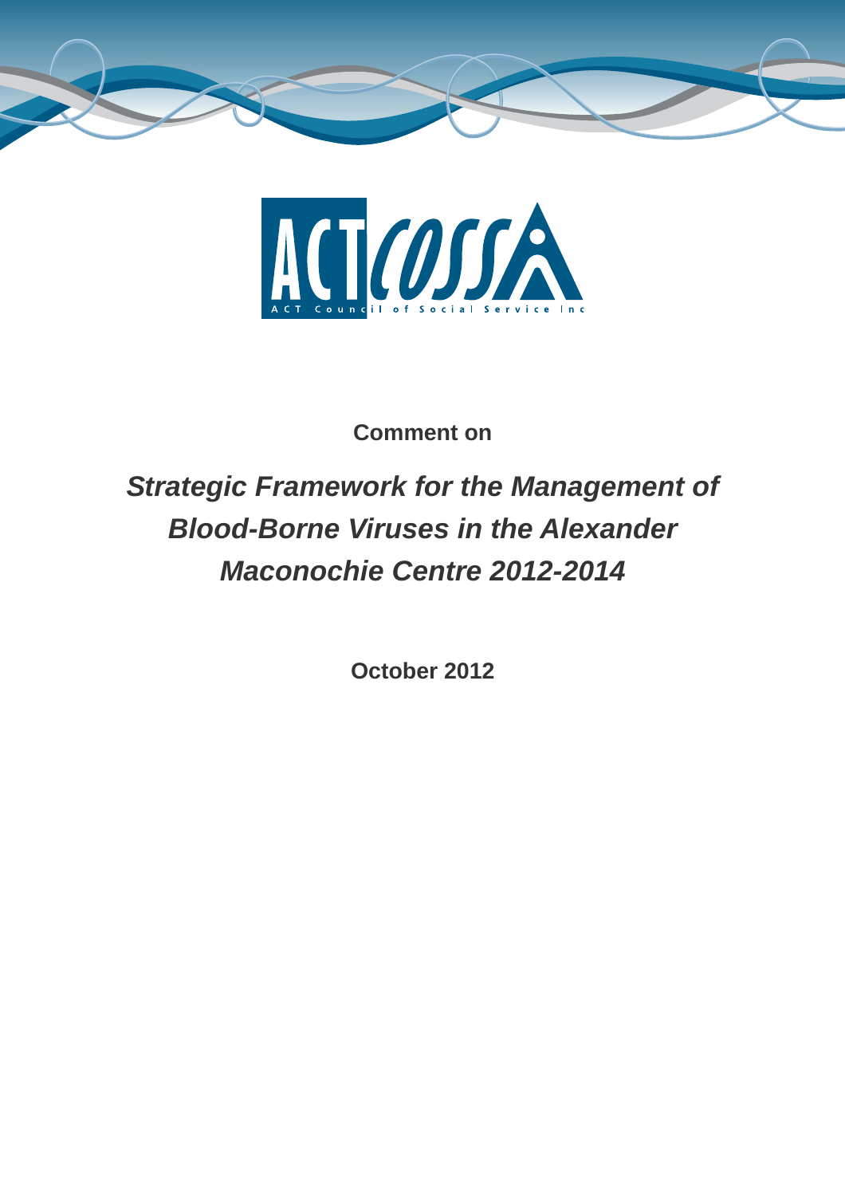ACTCOSS

ACT Council of Social Service Inc

**Comment on**

# *Strategic Framework for the Management of Blood-Borne Viruses in the Alexander Maconochie Centre 2012-2014*

**October 2012**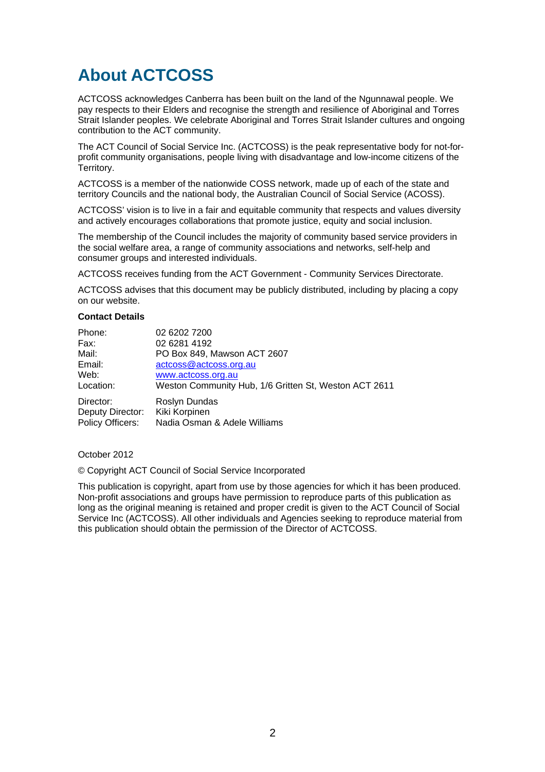# About ACTCOSS

ACTCOSS acknowledges Canberra has been built on the land of the Ngunnawal people. We pay respects to their Elders and recognise the strength and resilience of Aboriginal and Torres Strait Islander peoples. We celebrate Aboriginal and Torres Strait Islander cultures and ongoing contribution to the ACT community.

The ACT Council of Social Service Inc. (ACTCOSS) is the peak representative body for not-for-profit community organisations, people living with disadvantage and low-income citizens of the Territory.

ACTCOSS is a member of the nationwide COSS network, made up of each of the state and territory Councils and the national body, the Australian Council of Social Service (ACOSS).

ACTCOSS' vision is to live in a fair and equitable community that respects and values diversity and actively encourages collaborations that promote justice, equity and social inclusion.

The membership of the Council includes the majority of community based service providers in the social welfare area, a range of community associations and networks, self-help and consumer groups and interested individuals.

ACTCOSS receives funding from the ACT Government - Community Services Directorate.

ACTCOSS advises that this document may be publicly distributed, including by placing a copy on our website.

**Contact Details**

| | |
|---|---|
| Phone: | 02 6202 7200 |
| Fax: | 02 6281 4192 |
| Mail: | PO Box 849, Mawson ACT 2607 |
| Email: | actcoss@actcoss.org.au |
| Web: | www.actcoss.org.au |
| Location: | Weston Community Hub, 1/6 Gritten St, Weston ACT 2611 |
| Director: | Roslyn Dundas |
| Deputy Director: | Kiki Korpinen |
| Policy Officers: | Nadia Osman & Adele Williams |

October 2012

© Copyright ACT Council of Social Service Incorporated

This publication is copyright, apart from use by those agencies for which it has been produced. Non-profit associations and groups have permission to reproduce parts of this publication as long as the original meaning is retained and proper credit is given to the ACT Council of Social Service Inc (ACTCOSS). All other individuals and Agencies seeking to reproduce material from this publication should obtain the permission of the Director of ACTCOSS.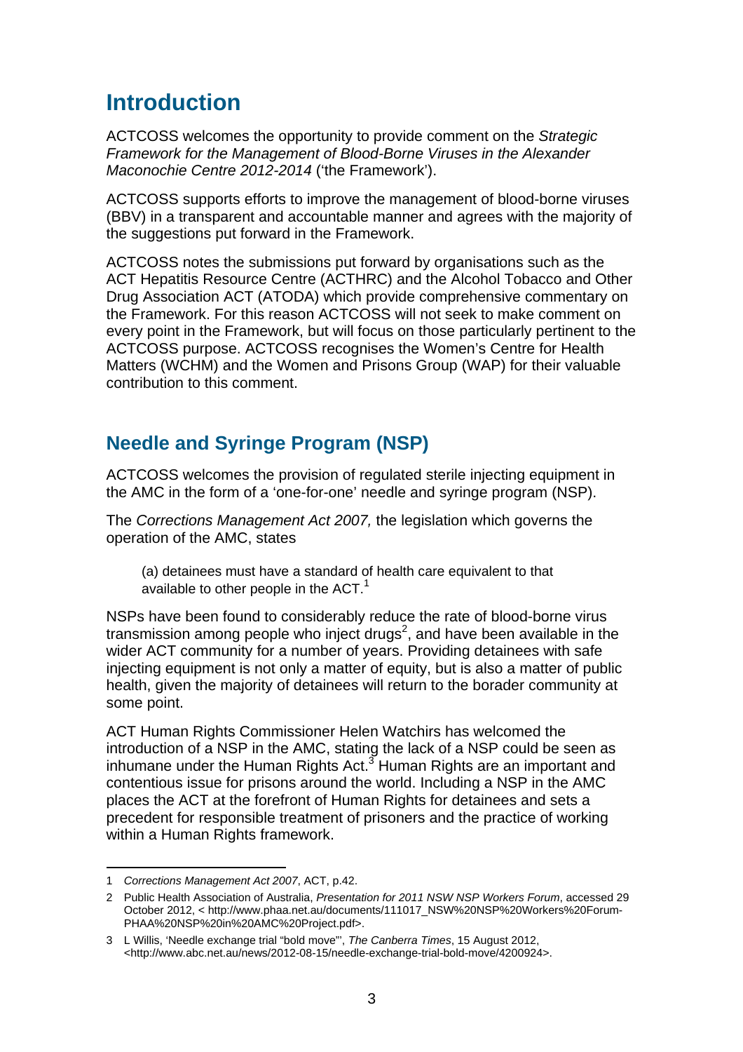# Introduction

ACTCOSS welcomes the opportunity to provide comment on the *Strategic Framework for the Management of Blood-Borne Viruses in the Alexander Maconochie Centre 2012-2014* ('the Framework').

ACTCOSS supports efforts to improve the management of blood-borne viruses (BBV) in a transparent and accountable manner and agrees with the majority of the suggestions put forward in the Framework.

ACTCOSS notes the submissions put forward by organisations such as the ACT Hepatitis Resource Centre (ACTHRC) and the Alcohol Tobacco and Other Drug Association ACT (ATODA) which provide comprehensive commentary on the Framework. For this reason ACTCOSS will not seek to make comment on every point in the Framework, but will focus on those particularly pertinent to the ACTCOSS purpose. ACTCOSS recognises the Women's Centre for Health Matters (WCHM) and the Women and Prisons Group (WAP) for their valuable contribution to this comment.

## Needle and Syringe Program (NSP)

ACTCOSS welcomes the provision of regulated sterile injecting equipment in the AMC in the form of a 'one-for-one' needle and syringe program (NSP).

The *Corrections Management Act 2007,* the legislation which governs the operation of the AMC, states

> (a) detainees must have a standard of health care equivalent to that available to other people in the ACT.[1]

NSPs have been found to considerably reduce the rate of blood-borne virus transmission among people who inject drugs[2], and have been available in the wider ACT community for a number of years. Providing detainees with safe injecting equipment is not only a matter of equity, but is also a matter of public health, given the majority of detainees will return to the borader community at some point.

ACT Human Rights Commissioner Helen Watchirs has welcomed the introduction of a NSP in the AMC, stating the lack of a NSP could be seen as inhumane under the Human Rights Act.[3] Human Rights are an important and contentious issue for prisons around the world. Including a NSP in the AMC places the ACT at the forefront of Human Rights for detainees and sets a precedent for responsible treatment of prisoners and the practice of working within a Human Rights framework.

---

1 *Corrections Management Act 2007*, ACT, p.42.

2 Public Health Association of Australia, *Presentation for 2011 NSW NSP Workers Forum*, accessed 29 October 2012, < http://www.phaa.net.au/documents/111017_NSW%20NSP%20Workers%20Forum-PHAA%20NSP%20in%20AMC%20Project.pdf>.

3 L Willis, 'Needle exchange trial "bold move"', *The Canberra Times*, 15 August 2012, <http://www.abc.net.au/news/2012-08-15/needle-exchange-trial-bold-move/4200924>.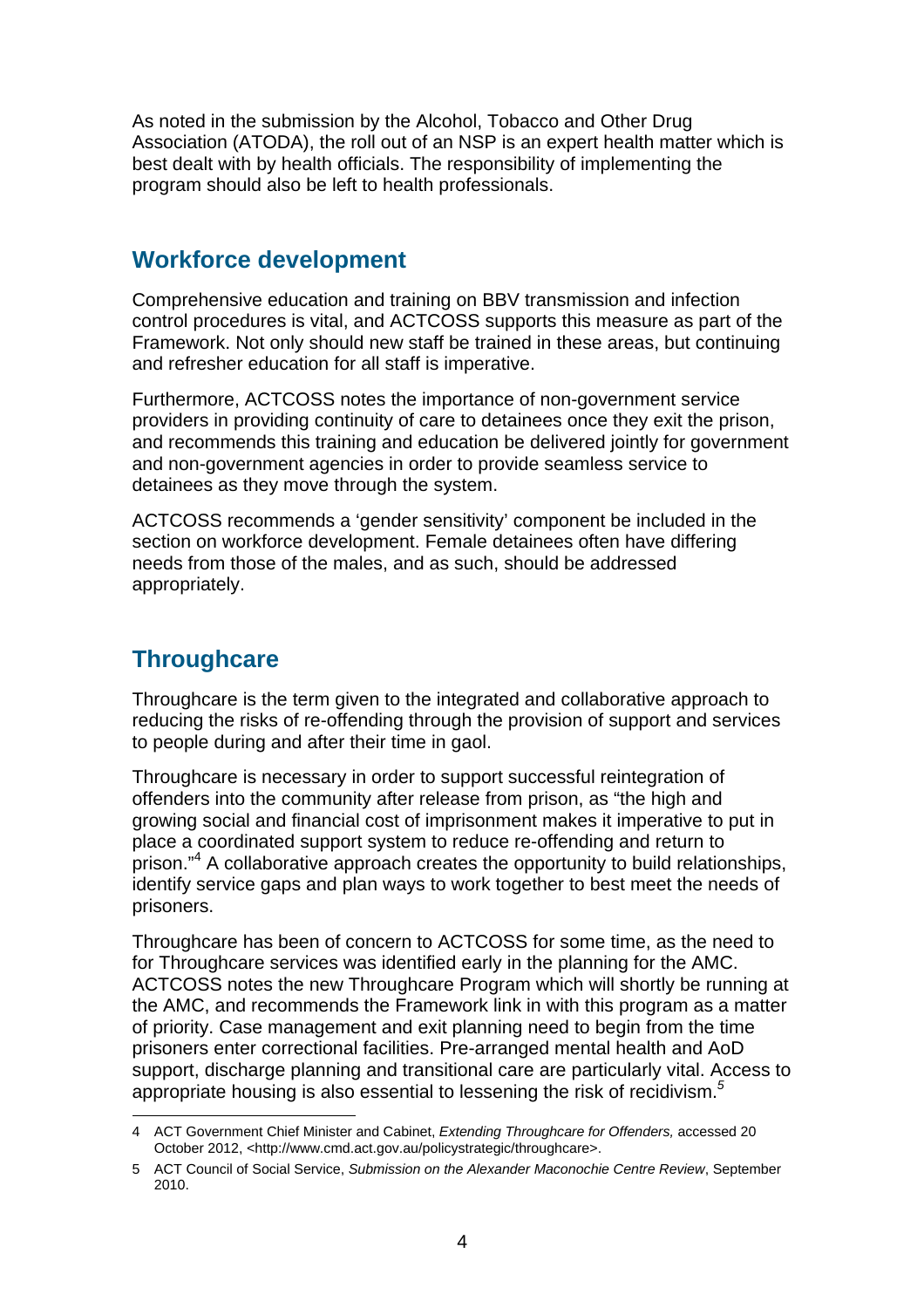As noted in the submission by the Alcohol, Tobacco and Other Drug Association (ATODA), the roll out of an NSP is an expert health matter which is best dealt with by health officials. The responsibility of implementing the program should also be left to health professionals.

## Workforce development

Comprehensive education and training on BBV transmission and infection control procedures is vital, and ACTCOSS supports this measure as part of the Framework. Not only should new staff be trained in these areas, but continuing and refresher education for all staff is imperative.

Furthermore, ACTCOSS notes the importance of non-government service providers in providing continuity of care to detainees once they exit the prison, and recommends this training and education be delivered jointly for government and non-government agencies in order to provide seamless service to detainees as they move through the system.

ACTCOSS recommends a 'gender sensitivity' component be included in the section on workforce development. Female detainees often have differing needs from those of the males, and as such, should be addressed appropriately.

## Throughcare

Throughcare is the term given to the integrated and collaborative approach to reducing the risks of re-offending through the provision of support and services to people during and after their time in gaol.

Throughcare is necessary in order to support successful reintegration of offenders into the community after release from prison, as "the high and growing social and financial cost of imprisonment makes it imperative to put in place a coordinated support system to reduce re-offending and return to prison."[4] A collaborative approach creates the opportunity to build relationships, identify service gaps and plan ways to work together to best meet the needs of prisoners.

Throughcare has been of concern to ACTCOSS for some time, as the need to for Throughcare services was identified early in the planning for the AMC. ACTCOSS notes the new Throughcare Program which will shortly be running at the AMC, and recommends the Framework link in with this program as a matter of priority. Case management and exit planning need to begin from the time prisoners enter correctional facilities. Pre-arranged mental health and AoD support, discharge planning and transitional care are particularly vital. Access to appropriate housing is also essential to lessening the risk of recidivism.[5]

---

4 ACT Government Chief Minister and Cabinet, *Extending Throughcare for Offenders,* accessed 20 October 2012, <http://www.cmd.act.gov.au/policystrategic/throughcare>.

5 ACT Council of Social Service, *Submission on the Alexander Maconochie Centre Review*, September 2010.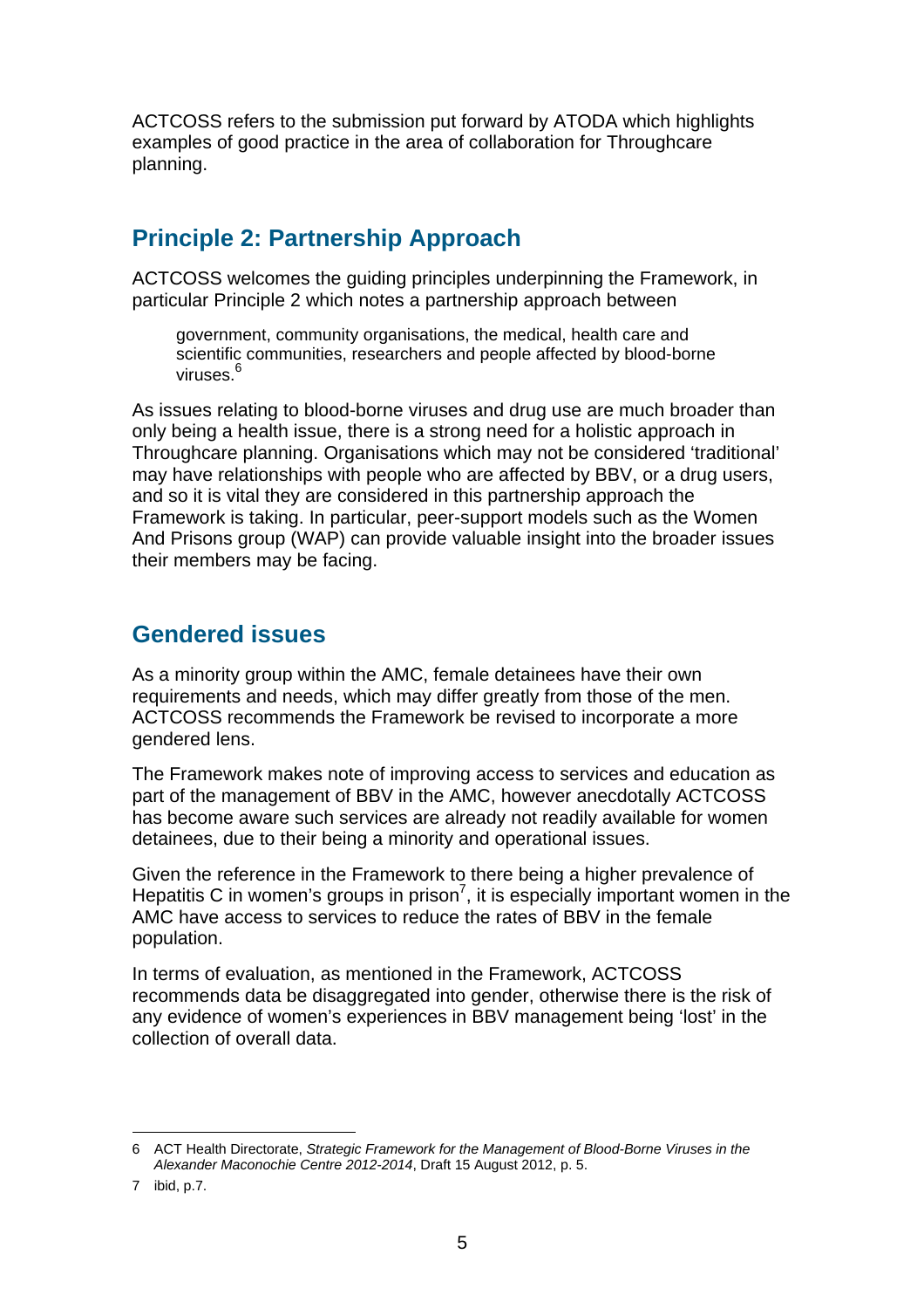ACTCOSS refers to the submission put forward by ATODA which highlights examples of good practice in the area of collaboration for Throughcare planning.

## Principle 2: Partnership Approach

ACTCOSS welcomes the guiding principles underpinning the Framework, in particular Principle 2 which notes a partnership approach between

> government, community organisations, the medical, health care and scientific communities, researchers and people affected by blood-borne viruses.[6]

As issues relating to blood-borne viruses and drug use are much broader than only being a health issue, there is a strong need for a holistic approach in Throughcare planning. Organisations which may not be considered 'traditional' may have relationships with people who are affected by BBV, or a drug users, and so it is vital they are considered in this partnership approach the Framework is taking. In particular, peer-support models such as the Women And Prisons group (WAP) can provide valuable insight into the broader issues their members may be facing.

## Gendered issues

As a minority group within the AMC, female detainees have their own requirements and needs, which may differ greatly from those of the men. ACTCOSS recommends the Framework be revised to incorporate a more gendered lens.

The Framework makes note of improving access to services and education as part of the management of BBV in the AMC, however anecdotally ACTCOSS has become aware such services are already not readily available for women detainees, due to their being a minority and operational issues.

Given the reference in the Framework to there being a higher prevalence of Hepatitis C in women's groups in prison[7], it is especially important women in the AMC have access to services to reduce the rates of BBV in the female population.

In terms of evaluation, as mentioned in the Framework, ACTCOSS recommends data be disaggregated into gender, otherwise there is the risk of any evidence of women's experiences in BBV management being 'lost' in the collection of overall data.

---

6 ACT Health Directorate, *Strategic Framework for the Management of Blood-Borne Viruses in the Alexander Maconochie Centre 2012-2014*, Draft 15 August 2012, p. 5.

7 ibid, p.7.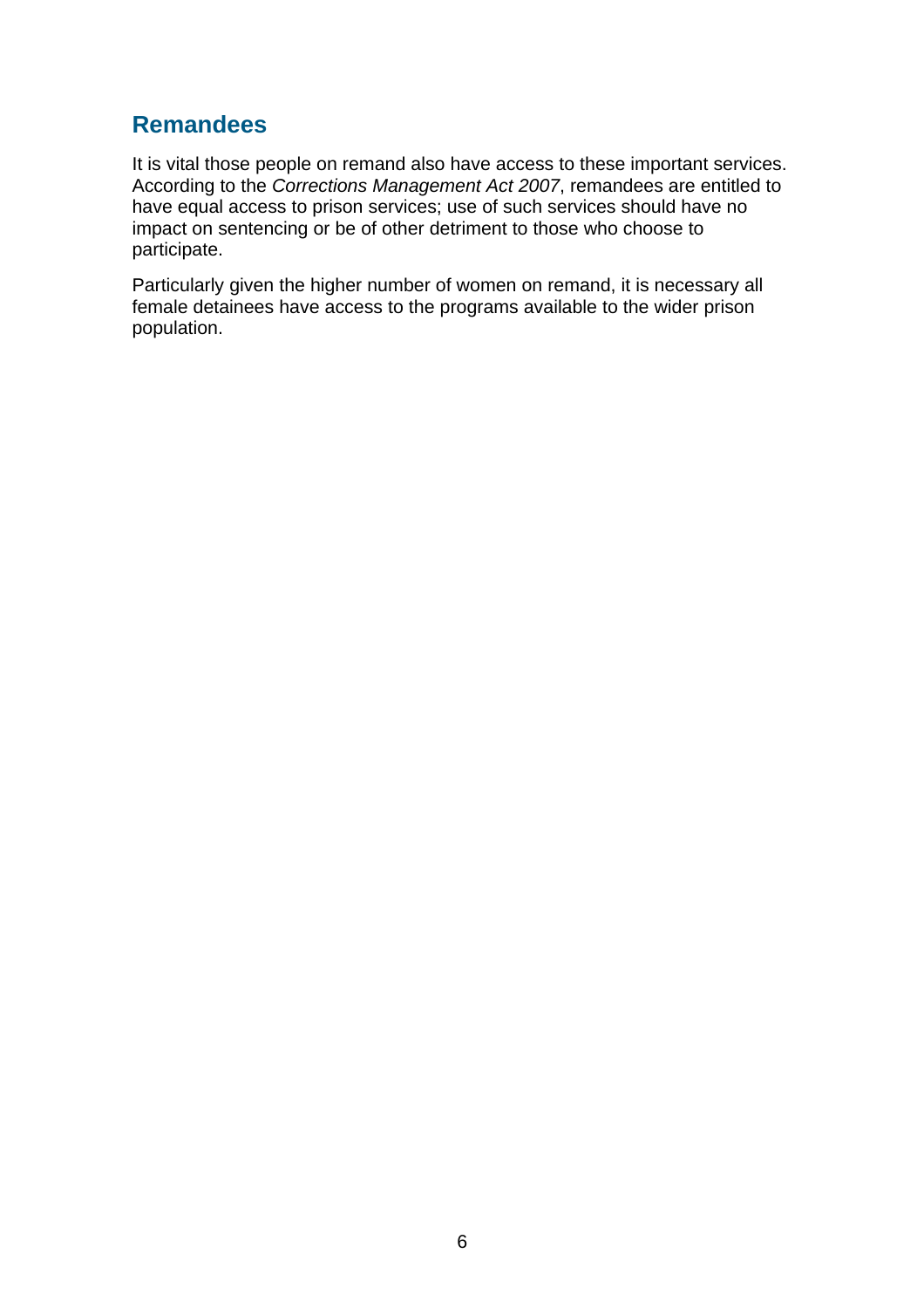## Remandees

It is vital those people on remand also have access to these important services. According to the *Corrections Management Act 2007*, remandees are entitled to have equal access to prison services; use of such services should have no impact on sentencing or be of other detriment to those who choose to participate.

Particularly given the higher number of women on remand, it is necessary all female detainees have access to the programs available to the wider prison population.